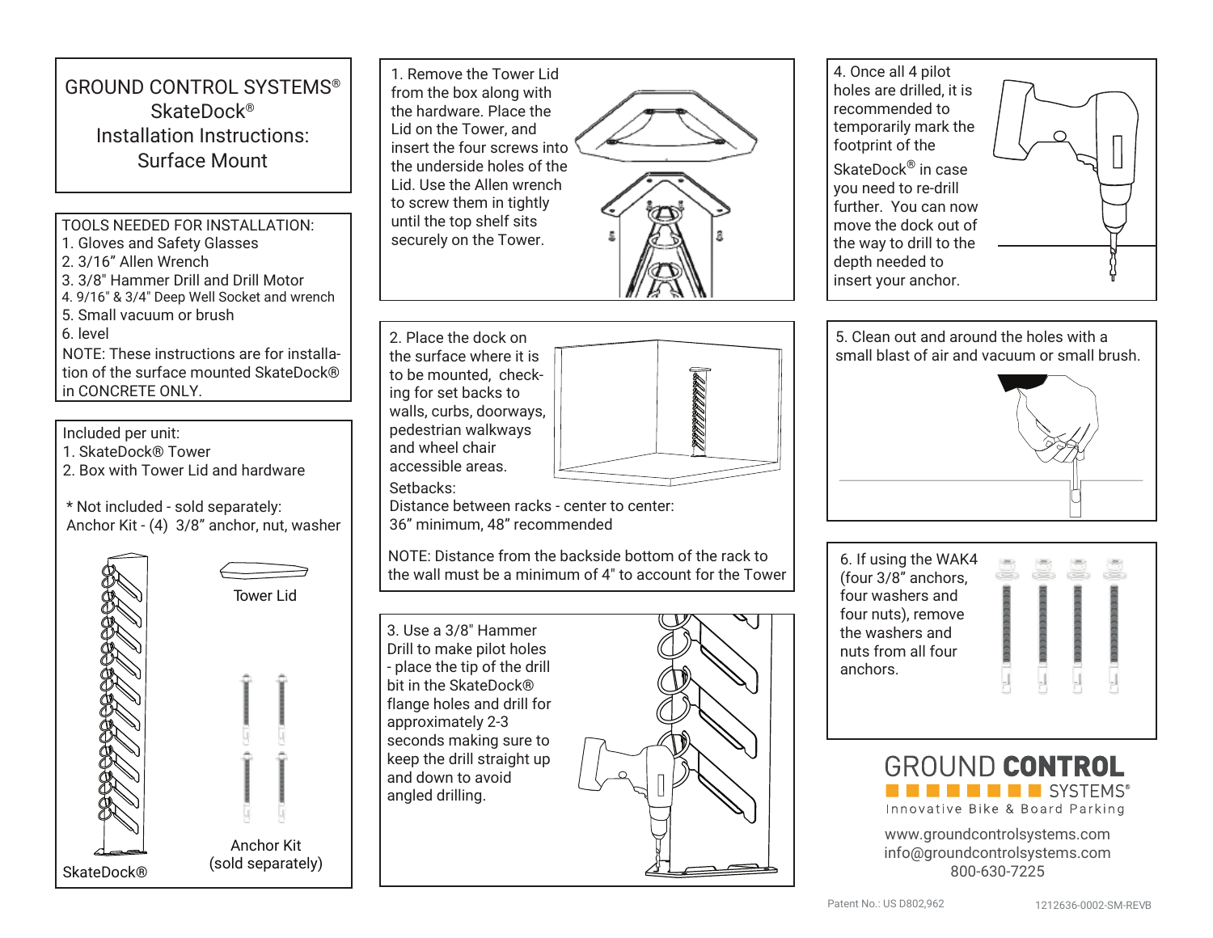# GROUND CONTROL SYSTEMS®
# SkateDock®
## Installation Instructions: Surface Mount

TOOLS NEEDED FOR INSTALLATION:

1. Gloves and Safety Glasses
2. 3/16" Allen Wrench
3. 3/8" Hammer Drill and Drill Motor
4. 9/16" & 3/4" Deep Well Socket and wrench
5. Small vacuum or brush
6. level

NOTE: These instructions are for installation of the surface mounted SkateDock® in CONCRETE ONLY.

Included per unit:

1. SkateDock® Tower
2. Box with Tower Lid and hardware

\* Not included - sold separately:
Anchor Kit - (4) 3/8" anchor, nut, washer

Tower Lid

Anchor Kit
(sold separately)

SkateDock®

1. Remove the Tower Lid from the box along with the hardware. Place the Lid on the Tower, and insert the four screws into the underside holes of the Lid. Use the Allen wrench to screw them in tightly until the top shelf sits securely on the Tower.

2. Place the dock on the surface where it is to be mounted, checking for set backs to walls, curbs, doorways, pedestrian walkways and wheel chair accessible areas.

Setbacks:
Distance between racks - center to center:
36" minimum, 48" recommended

NOTE: Distance from the backside bottom of the rack to the wall must be a minimum of 4" to account for the Tower

3. Use a 3/8" Hammer Drill to make pilot holes - place the tip of the drill bit in the SkateDock® flange holes and drill for approximately 2-3 seconds making sure to keep the drill straight up and down to avoid angled drilling.

4. Once all 4 pilot holes are drilled, it is recommended to temporarily mark the footprint of the SkateDock® in case you need to re-drill further. You can now move the dock out of the way to drill to the depth needed to insert your anchor.

5. Clean out and around the holes with a small blast of air and vacuum or small brush.

6. If using the WAK4 (four 3/8" anchors, four washers and four nuts), remove the washers and nuts from all four anchors.

GROUND CONTROL SYSTEMS®
Innovative Bike & Board Parking

www.groundcontrolsystems.com
info@groundcontrolsystems.com
800-630-7225

Patent No.: US D802,962

1212636-0002-SM-REVB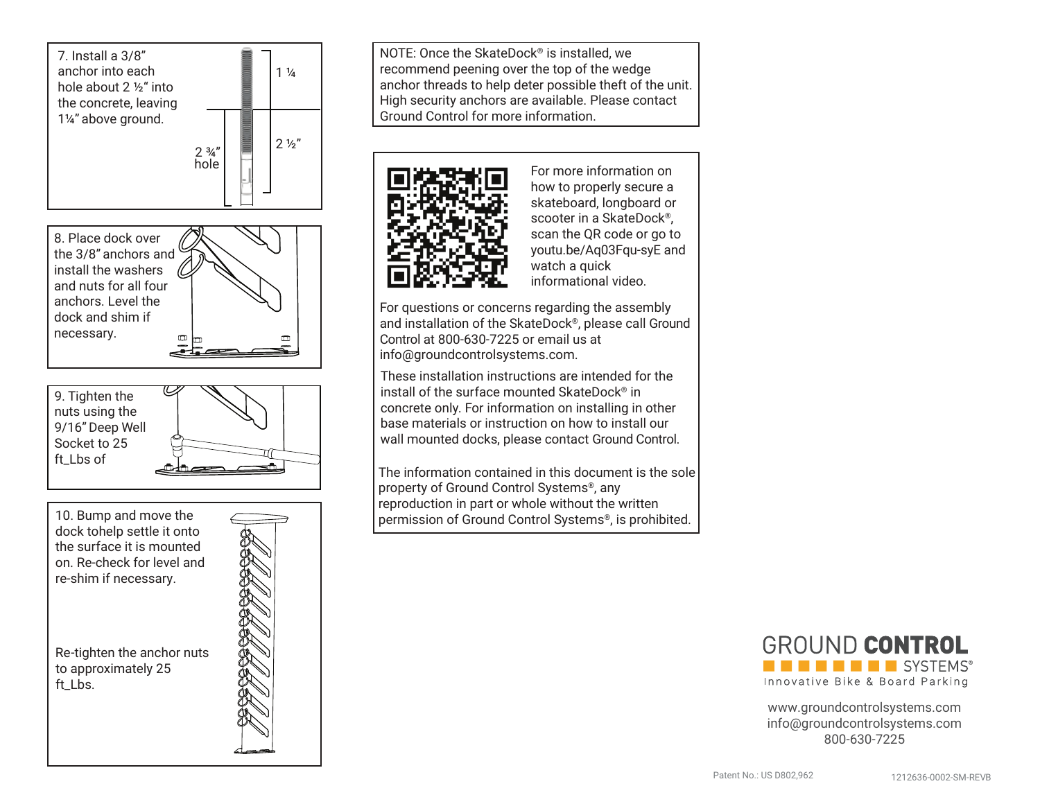7. Install a 3/8" anchor into each hole about 2 ½" into the concrete, leaving 1¼" above ground.

1 ¼

2 ½"

2 ¾" hole

8. Place dock over the 3/8" anchors and install the washers and nuts for all four anchors. Level the dock and shim if necessary.

9. Tighten the nuts using the 9/16" Deep Well Socket to 25 ft_Lbs of

10. Bump and move the dock tohelp settle it onto the surface it is mounted on. Re-check for level and re-shim if necessary.

Re-tighten the anchor nuts to approximately 25 ft_Lbs.

NOTE: Once the SkateDock® is installed, we recommend peening over the top of the wedge anchor threads to help deter possible theft of the unit. High security anchors are available. Please contact Ground Control for more information.

For more information on how to properly secure a skateboard, longboard or scooter in a SkateDock®, scan the QR code or go to youtu.be/Aq03Fqu-syE and watch a quick informational video.

For questions or concerns regarding the assembly and installation of the SkateDock®, please call Ground Control at 800-630-7225 or email us at info@groundcontrolsystems.com.

These installation instructions are intended for the install of the surface mounted SkateDock® in concrete only. For information on installing in other base materials or instruction on how to install our wall mounted docks, please contact Ground Control.

The information contained in this document is the sole property of Ground Control Systems®, any reproduction in part or whole without the written permission of Ground Control Systems®, is prohibited.

GROUND **CONTROL** SYSTEMS®

Innovative Bike & Board Parking

www.groundcontrolsystems.com
info@groundcontrolsystems.com
800-630-7225

Patent No.: US D802,962

1212636-0002-SM-REVB